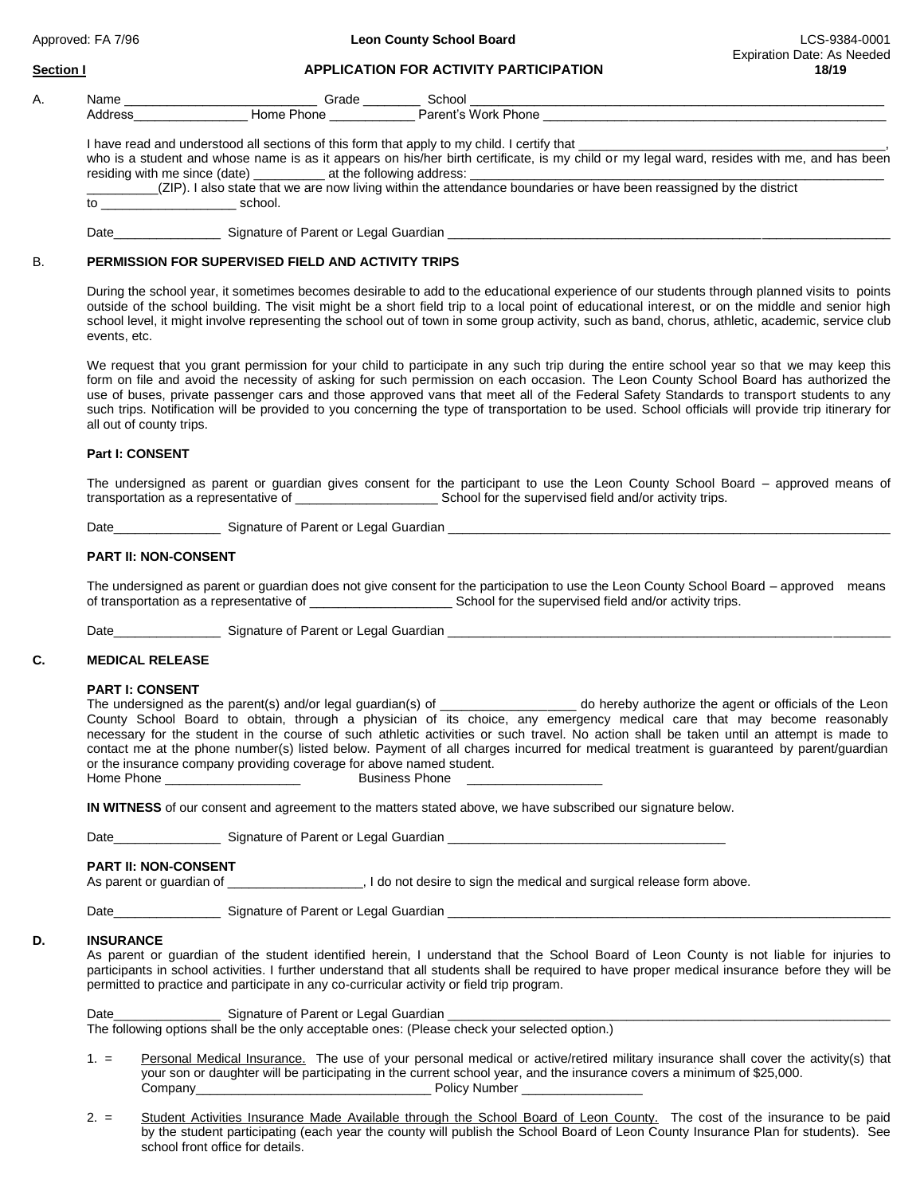Approved: FA 7/96 **Leon County School Board** LCS-9384-0001
Expiration Date: As Needed

**Section I** **APPLICATION FOR ACTIVITY PARTICIPATION** **18/19**

A. Name ___________________________ Grade ________ School ___________________________________________________________
Address________________ Home Phone ____________ Parent's Work Phone ____________________________________________________

I have read and understood all sections of this form that apply to my child. I certify that ___________________________________________, who is a student and whose name is as it appears on his/her birth certificate, is my child or my legal ward, resides with me, and has been residing with me since (date) __________ at the following address: ___________________________________________________________ __________(ZIP). I also state that we are now living within the attendance boundaries or have been reassigned by the district to ___________________ school.

Date_______________ Signature of Parent or Legal Guardian _________________________________________________________________

## B. PERMISSION FOR SUPERVISED FIELD AND ACTIVITY TRIPS

During the school year, it sometimes becomes desirable to add to the educational experience of our students through planned visits to points outside of the school building. The visit might be a short field trip to a local point of educational interest, or on the middle and senior high school level, it might involve representing the school out of town in some group activity, such as band, chorus, athletic, academic, service club events, etc.

We request that you grant permission for your child to participate in any such trip during the entire school year so that we may keep this form on file and avoid the necessity of asking for such permission on each occasion. The Leon County School Board has authorized the use of buses, private passenger cars and those approved vans that meet all of the Federal Safety Standards to transport students to any such trips. Notification will be provided to you concerning the type of transportation to be used. School officials will provide trip itinerary for all out of county trips.

**Part I: CONSENT**

The undersigned as parent or guardian gives consent for the participant to use the Leon County School Board – approved means of transportation as a representative of ____________________ School for the supervised field and/or activity trips.

Date_______________ Signature of Parent or Legal Guardian _________________________________________________________________

**PART II: NON-CONSENT**

The undersigned as parent or guardian does not give consent for the participation to use the Leon County School Board – approved means of transportation as a representative of ____________________ School for the supervised field and/or activity trips.

Date_______________ Signature of Parent or Legal Guardian _________________________________________________________________

## C. MEDICAL RELEASE

**PART I: CONSENT**

The undersigned as the parent(s) and/or legal guardian(s) of ___________________ do hereby authorize the agent or officials of the Leon County School Board to obtain, through a physician of its choice, any emergency medical care that may become reasonably necessary for the student in the course of such athletic activities or such travel. No action shall be taken until an attempt is made to contact me at the phone number(s) listed below. Payment of all charges incurred for medical treatment is guaranteed by parent/guardian or the insurance company providing coverage for above named student.
Home Phone ___________________ Business Phone ___________________

**IN WITNESS** of our consent and agreement to the matters stated above, we have subscribed our signature below.

Date_______________ Signature of Parent or Legal Guardian ________________________________________

**PART II: NON-CONSENT**

As parent or guardian of ___________________, I do not desire to sign the medical and surgical release form above.

Date_______________ Signature of Parent or Legal Guardian _________________________________________________________________

## D. INSURANCE

As parent or guardian of the student identified herein, I understand that the School Board of Leon County is not liable for injuries to participants in school activities. I further understand that all students shall be required to have proper medical insurance before they will be permitted to practice and participate in any co-curricular activity or field trip program.

Date_______________ Signature of Parent or Legal Guardian _________________________________________________________________
The following options shall be the only acceptable ones: (Please check your selected option.)

1. = Personal Medical Insurance. The use of your personal medical or active/retired military insurance shall cover the activity(s) that your son or daughter will be participating in the current school year, and the insurance covers a minimum of $25,000.
Company___________________________________ Policy Number _________________

2. = Student Activities Insurance Made Available through the School Board of Leon County. The cost of the insurance to be paid by the student participating (each year the county will publish the School Board of Leon County Insurance Plan for students). See school front office for details.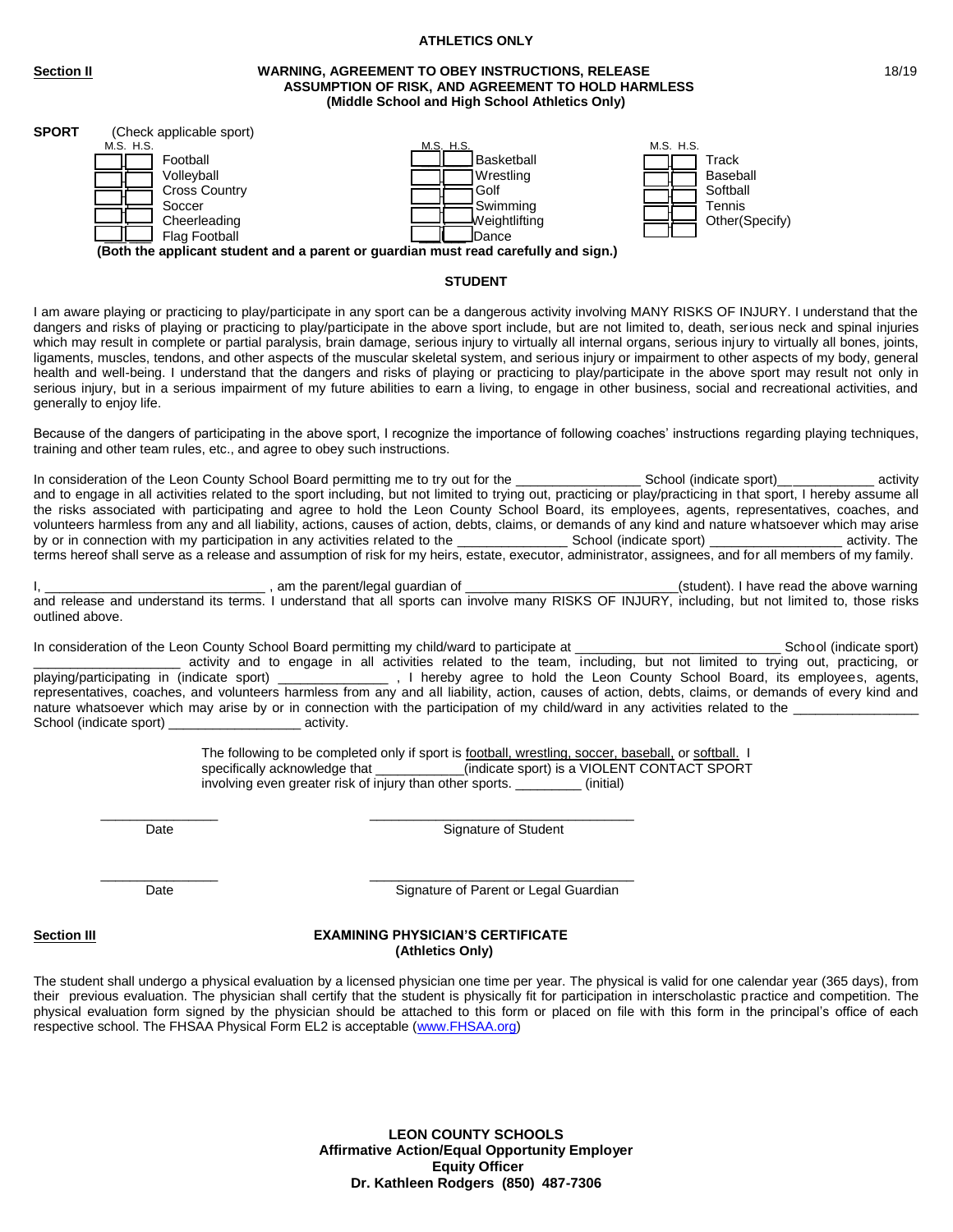**ATHLETICS ONLY**

**Section II** **WARNING, AGREEMENT TO OBEY INSTRUCTIONS, RELEASE ASSUMPTION OF RISK, AND AGREEMENT TO HOLD HARMLESS (Middle School and High School Athletics Only)** 18/19

**SPORT** (Check applicable sport)

| M.S. | H.S. | | M.S. | H.S. | | M.S. | H.S. | |
|---|---|---|---|---|---|---|---|---|
| | | Football | | | Basketball | | | Track |
| | | Volleyball | | | Wrestling | | | Baseball |
| | | Cross Country | | | Golf | | | Softball |
| | | Soccer | | | Swimming | | | Tennis |
| | | Cheerleading | | | Weightlifting | | | Other(Specify) |
| | | Flag Football | | | Dance | | | |

**(Both the applicant student and a parent or guardian must read carefully and sign.)**

**STUDENT**

I am aware playing or practicing to play/participate in any sport can be a dangerous activity involving MANY RISKS OF INJURY. I understand that the dangers and risks of playing or practicing to play/participate in the above sport include, but are not limited to, death, serious neck and spinal injuries which may result in complete or partial paralysis, brain damage, serious injury to virtually all internal organs, serious injury to virtually all bones, joints, ligaments, muscles, tendons, and other aspects of the muscular skeletal system, and serious injury or impairment to other aspects of my body, general health and well-being. I understand that the dangers and risks of playing or practicing to play/participate in the above sport may result not only in serious injury, but in a serious impairment of my future abilities to earn a living, to engage in other business, social and recreational activities, and generally to enjoy life.

Because of the dangers of participating in the above sport, I recognize the importance of following coaches' instructions regarding playing techniques, training and other team rules, etc., and agree to obey such instructions.

In consideration of the Leon County School Board permitting me to try out for the ________________ School (indicate sport)_____________ activity and to engage in all activities related to the sport including, but not limited to trying out, practicing or play/practicing in that sport, I hereby assume all the risks associated with participating and agree to hold the Leon County School Board, its employees, agents, representatives, coaches, and volunteers harmless from any and all liability, actions, causes of action, debts, claims, or demands of any kind and nature whatsoever which may arise by or in connection with my participation in any activities related to the _______________ School (indicate sport) _________________ activity. The terms hereof shall serve as a release and assumption of risk for my heirs, estate, executor, administrator, assignees, and for all members of my family.

I, ______________________________ , am the parent/legal guardian of _____________________________(student). I have read the above warning and release and understand its terms. I understand that all sports can involve many RISKS OF INJURY, including, but not limited to, those risks outlined above.

In consideration of the Leon County School Board permitting my child/ward to participate at ___________________________ School (indicate sport) ____________________ activity and to engage in all activities related to the team, including, but not limited to trying out, practicing, or playing/participating in (indicate sport) _______________ , I hereby agree to hold the Leon County School Board, its employees, agents, representatives, coaches, and volunteers harmless from any and all liability, action, causes of action, debts, claims, or demands of every kind and nature whatsoever which may arise by or in connection with the participation of my child/ward in any activities related to the _________________ School (indicate sport) __________________ activity.

The following to be completed only if sport is football, wrestling, soccer, baseball, or softball. I specifically acknowledge that ____________(indicate sport) is a VIOLENT CONTACT SPORT involving even greater risk of injury than other sports. _________ (initial)

________________ ____________________________________
Date Signature of Student

________________ ____________________________________
Date Signature of Parent or Legal Guardian

**Section III** **EXAMINING PHYSICIAN'S CERTIFICATE (Athletics Only)**

The student shall undergo a physical evaluation by a licensed physician one time per year. The physical is valid for one calendar year (365 days), from their previous evaluation. The physician shall certify that the student is physically fit for participation in interscholastic practice and competition. The physical evaluation form signed by the physician should be attached to this form or placed on file with this form in the principal's office of each respective school. The FHSAA Physical Form EL2 is acceptable (www.FHSAA.org)

**LEON COUNTY SCHOOLS**
**Affirmative Action/Equal Opportunity Employer**
**Equity Officer**
**Dr. Kathleen Rodgers (850) 487-7306**